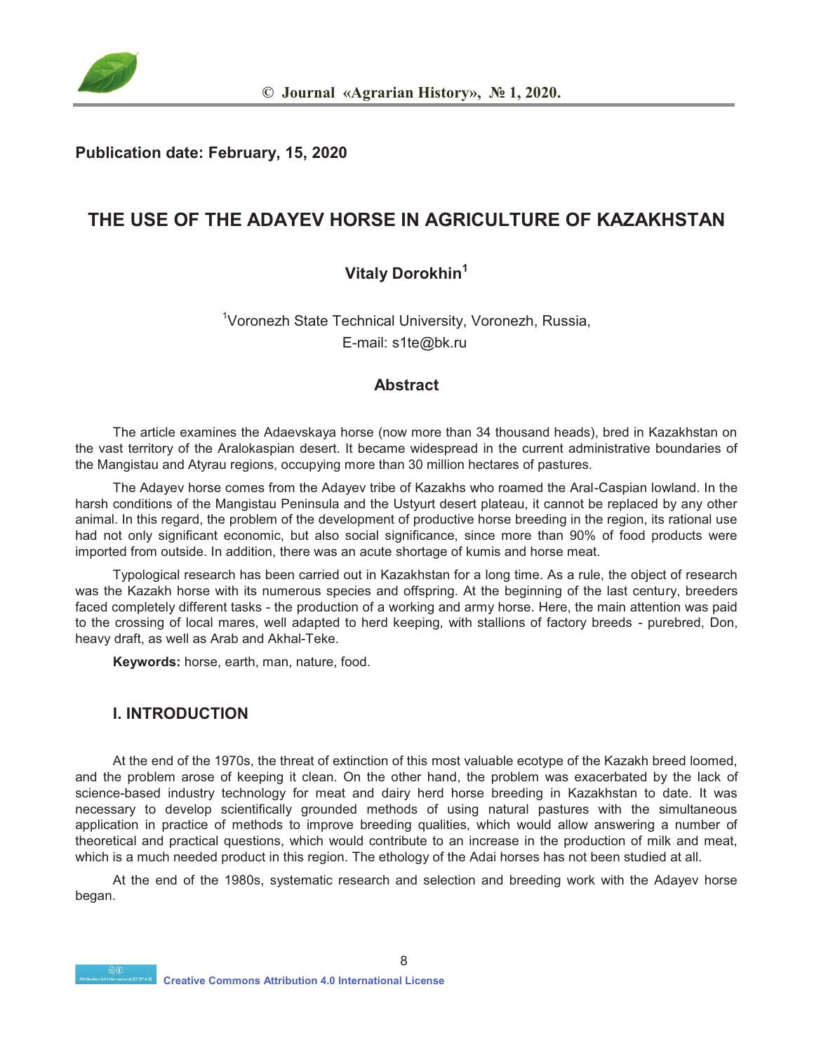**Publication date: February, 15, 2020**

# THE USE OF THE ADAYEV HORSE IN AGRICULTURE OF KAZAKHSTAN

**Vitaly Dorokhin[1]**

[1]Voronezh State Technical University, Voronezh, Russia,
E-mail: s1te@bk.ru

## Abstract

The article examines the Adaevskaya horse (now more than 34 thousand heads), bred in Kazakhstan on the vast territory of the Aralokaspian desert. It became widespread in the current administrative boundaries of the Mangistau and Atyrau regions, occupying more than 30 million hectares of pastures.

The Adayev horse comes from the Adayev tribe of Kazakhs who roamed the Aral-Caspian lowland. In the harsh conditions of the Mangistau Peninsula and the Ustyurt desert plateau, it cannot be replaced by any other animal. In this regard, the problem of the development of productive horse breeding in the region, its rational use had not only significant economic, but also social significance, since more than 90% of food products were imported from outside. In addition, there was an acute shortage of kumis and horse meat.

Typological research has been carried out in Kazakhstan for a long time. As a rule, the object of research was the Kazakh horse with its numerous species and offspring. At the beginning of the last century, breeders faced completely different tasks - the production of a working and army horse. Here, the main attention was paid to the crossing of local mares, well adapted to herd keeping, with stallions of factory breeds - purebred, Don, heavy draft, as well as Arab and Akhal-Teke.

**Keywords:** horse, earth, man, nature, food.

## I. INTRODUCTION

At the end of the 1970s, the threat of extinction of this most valuable ecotype of the Kazakh breed loomed, and the problem arose of keeping it clean. On the other hand, the problem was exacerbated by the lack of science-based industry technology for meat and dairy herd horse breeding in Kazakhstan to date. It was necessary to develop scientifically grounded methods of using natural pastures with the simultaneous application in practice of methods to improve breeding qualities, which would allow answering a number of theoretical and practical questions, which would contribute to an increase in the production of milk and meat, which is a much needed product in this region. The ethology of the Adai horses has not been studied at all.

At the end of the 1980s, systematic research and selection and breeding work with the Adayev horse began.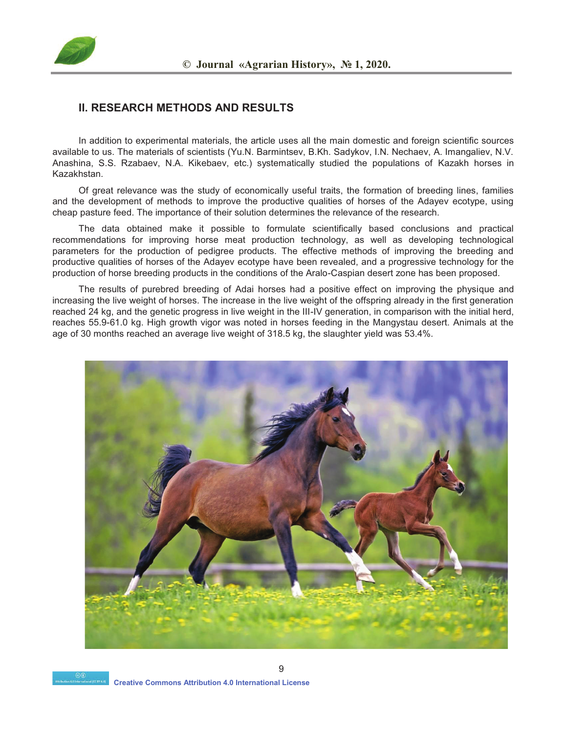## II. RESEARCH METHODS AND RESULTS

In addition to experimental materials, the article uses all the main domestic and foreign scientific sources available to us. The materials of scientists (Yu.N. Barmintsev, B.Kh. Sadykov, I.N. Nechaev, A. Imangaliev, N.V. Anashina, S.S. Rzabaev, N.A. Kikebaev, etc.) systematically studied the populations of Kazakh horses in Kazakhstan.

Of great relevance was the study of economically useful traits, the formation of breeding lines, families and the development of methods to improve the productive qualities of horses of the Adayev ecotype, using cheap pasture feed. The importance of their solution determines the relevance of the research.

The data obtained make it possible to formulate scientifically based conclusions and practical recommendations for improving horse meat production technology, as well as developing technological parameters for the production of pedigree products. The effective methods of improving the breeding and productive qualities of horses of the Adayev ecotype have been revealed, and a progressive technology for the production of horse breeding products in the conditions of the Aralo-Caspian desert zone has been proposed.

The results of purebred breeding of Adai horses had a positive effect on improving the physique and increasing the live weight of horses. The increase in the live weight of the offspring already in the first generation reached 24 kg, and the genetic progress in live weight in the III-IV generation, in comparison with the initial herd, reaches 55.9-61.0 kg. High growth vigor was noted in horses feeding in the Mangystau desert. Animals at the age of 30 months reached an average live weight of 318.5 kg, the slaughter yield was 53.4%.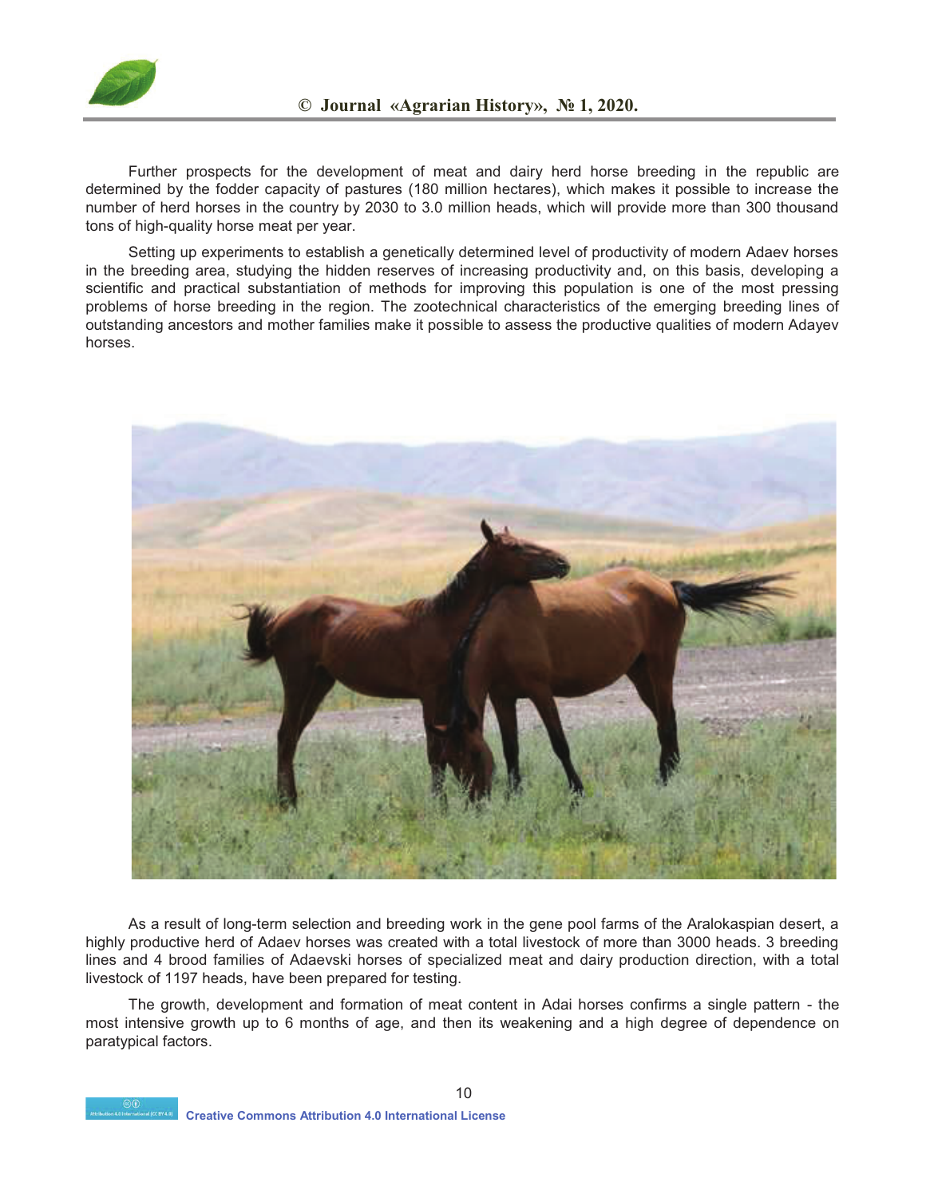Further prospects for the development of meat and dairy herd horse breeding in the republic are determined by the fodder capacity of pastures (180 million hectares), which makes it possible to increase the number of herd horses in the country by 2030 to 3.0 million heads, which will provide more than 300 thousand tons of high-quality horse meat per year.

Setting up experiments to establish a genetically determined level of productivity of modern Adaev horses in the breeding area, studying the hidden reserves of increasing productivity and, on this basis, developing a scientific and practical substantiation of methods for improving this population is one of the most pressing problems of horse breeding in the region. The zootechnical characteristics of the emerging breeding lines of outstanding ancestors and mother families make it possible to assess the productive qualities of modern Adayev horses.

As a result of long-term selection and breeding work in the gene pool farms of the Aralokaspian desert, a highly productive herd of Adaev horses was created with a total livestock of more than 3000 heads. 3 breeding lines and 4 brood families of Adaevski horses of specialized meat and dairy production direction, with a total livestock of 1197 heads, have been prepared for testing.

The growth, development and formation of meat content in Adai horses confirms a single pattern - the most intensive growth up to 6 months of age, and then its weakening and a high degree of dependence on paratypical factors.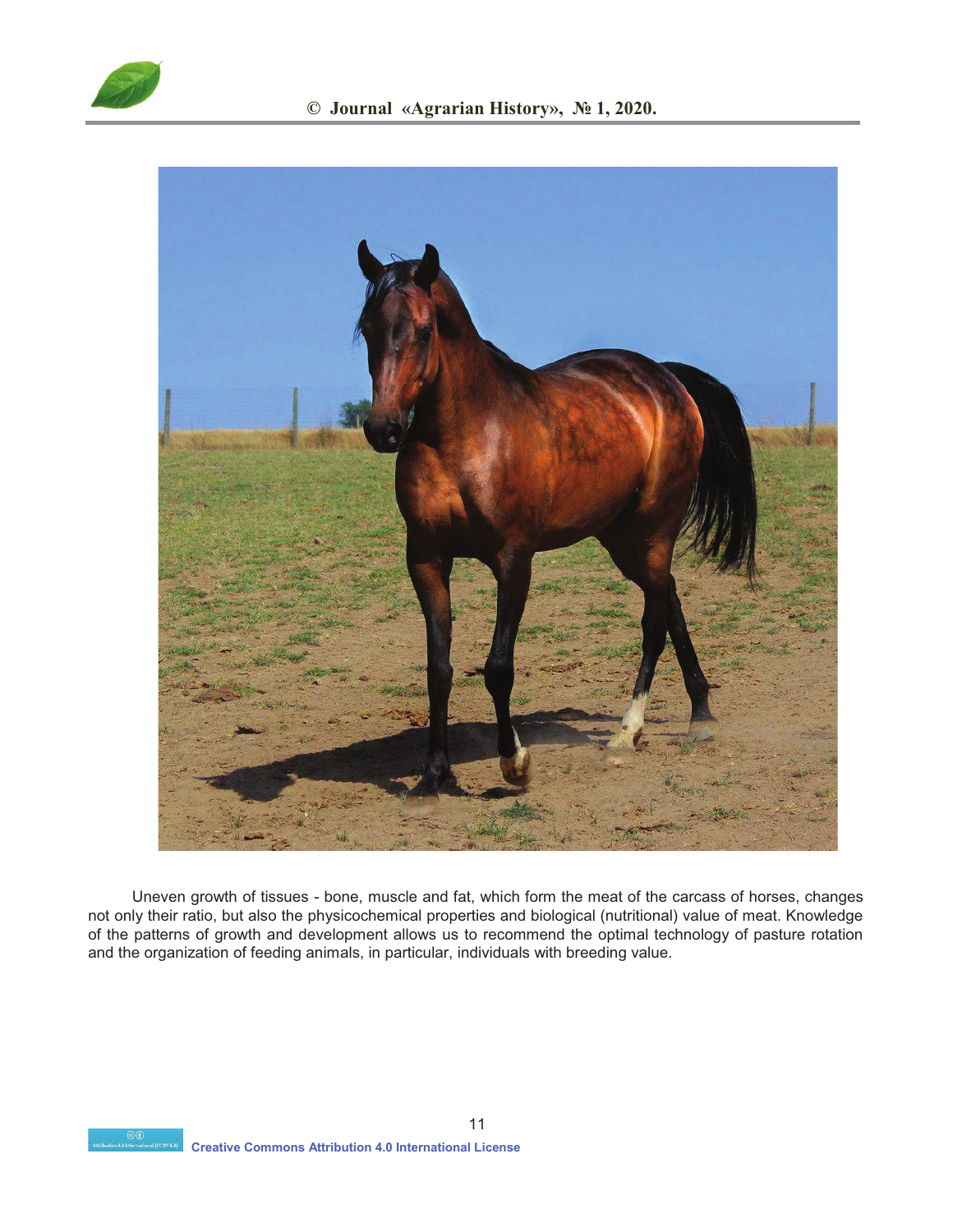Uneven growth of tissues - bone, muscle and fat, which form the meat of the carcass of horses, changes not only their ratio, but also the physicochemical properties and biological (nutritional) value of meat. Knowledge of the patterns of growth and development allows us to recommend the optimal technology of pasture rotation and the organization of feeding animals, in particular, individuals with breeding value.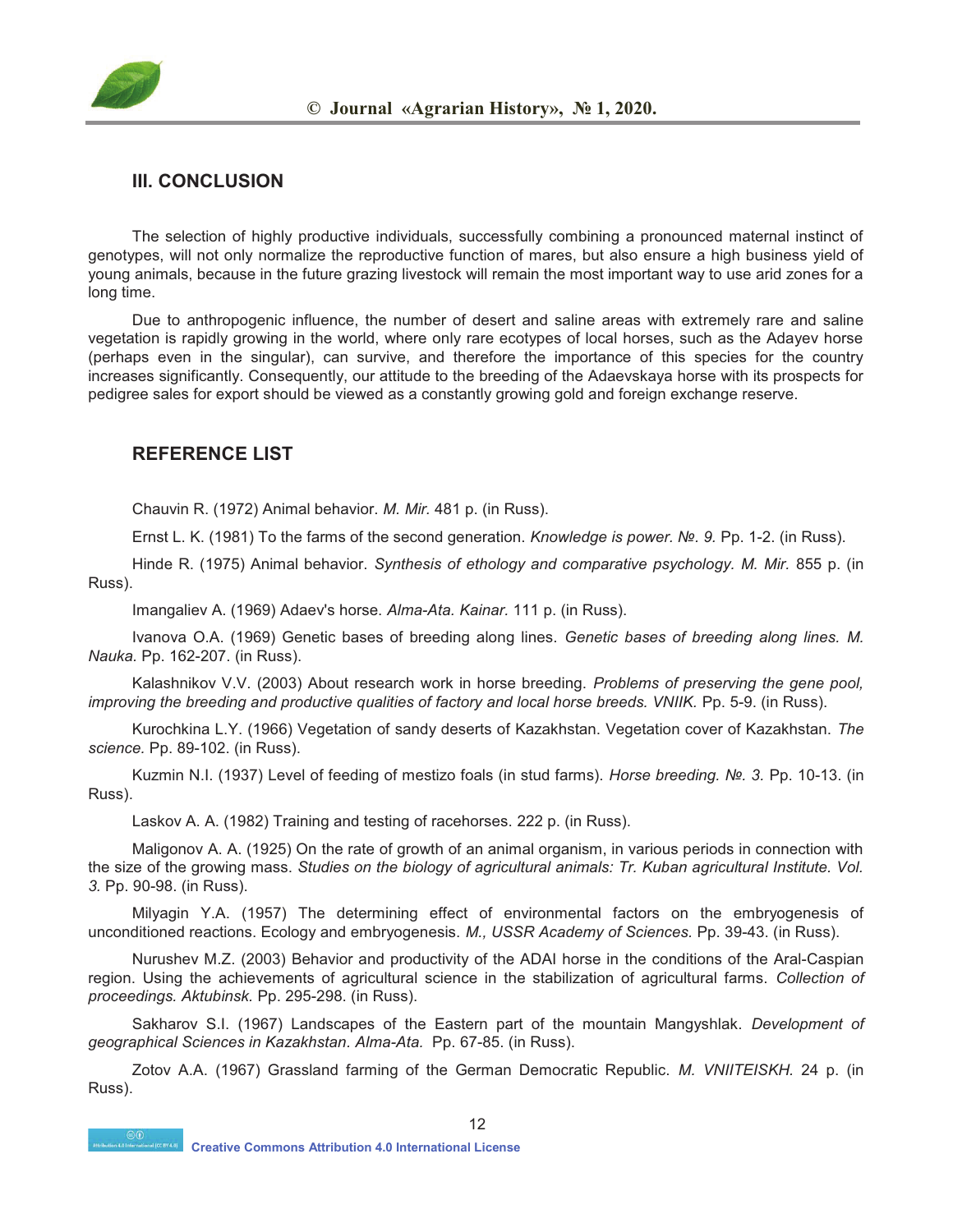## III. CONCLUSION

The selection of highly productive individuals, successfully combining a pronounced maternal instinct of genotypes, will not only normalize the reproductive function of mares, but also ensure a high business yield of young animals, because in the future grazing livestock will remain the most important way to use arid zones for a long time.

Due to anthropogenic influence, the number of desert and saline areas with extremely rare and saline vegetation is rapidly growing in the world, where only rare ecotypes of local horses, such as the Adayev horse (perhaps even in the singular), can survive, and therefore the importance of this species for the country increases significantly. Consequently, our attitude to the breeding of the Adaevskaya horse with its prospects for pedigree sales for export should be viewed as a constantly growing gold and foreign exchange reserve.

## REFERENCE LIST

Chauvin R. (1972) Animal behavior. *M. Mir.* 481 p. (in Russ).

Ernst L. K. (1981) To the farms of the second generation. *Knowledge is power. №. 9.* Pp. 1-2. (in Russ).

Hinde R. (1975) Animal behavior. *Synthesis of ethology and comparative psychology. M. Mir.* 855 p. (in Russ).

Imangaliev A. (1969) Adaev's horse. *Alma-Ata. Kainar.* 111 p. (in Russ).

Ivanova O.A. (1969) Genetic bases of breeding along lines. *Genetic bases of breeding along lines. M. Nauka.* Pp. 162-207. (in Russ).

Kalashnikov V.V. (2003) About research work in horse breeding. *Problems of preserving the gene pool, improving the breeding and productive qualities of factory and local horse breeds. VNIIK.* Pp. 5-9. (in Russ).

Kurochkina L.Y. (1966) Vegetation of sandy deserts of Kazakhstan. Vegetation cover of Kazakhstan. *The science.* Pp. 89-102. (in Russ).

Kuzmin N.I. (1937) Level of feeding of mestizo foals (in stud farms). *Horse breeding. №. 3.* Pp. 10-13. (in Russ).

Laskov A. A. (1982) Training and testing of racehorses. 222 p. (in Russ).

Maligonov A. A. (1925) On the rate of growth of an animal organism, in various periods in connection with the size of the growing mass. *Studies on the biology of agricultural animals: Tr. Kuban agricultural Institute. Vol. 3.* Pp. 90-98. (in Russ).

Milyagin Y.A. (1957) The determining effect of environmental factors on the embryogenesis of unconditioned reactions. Ecology and embryogenesis. *M., USSR Academy of Sciences.* Pp. 39-43. (in Russ).

Nurushev M.Z. (2003) Behavior and productivity of the ADAI horse in the conditions of the Aral-Caspian region. Using the achievements of agricultural science in the stabilization of agricultural farms. *Collection of proceedings. Aktubinsk.* Pp. 295-298. (in Russ).

Sakharov S.I. (1967) Landscapes of the Eastern part of the mountain Mangyshlak. *Development of geographical Sciences in Kazakhstan. Alma-Ata.* Pp. 67-85. (in Russ).

Zotov A.A. (1967) Grassland farming of the German Democratic Republic. *M. VNIITEISKH.* 24 p. (in Russ).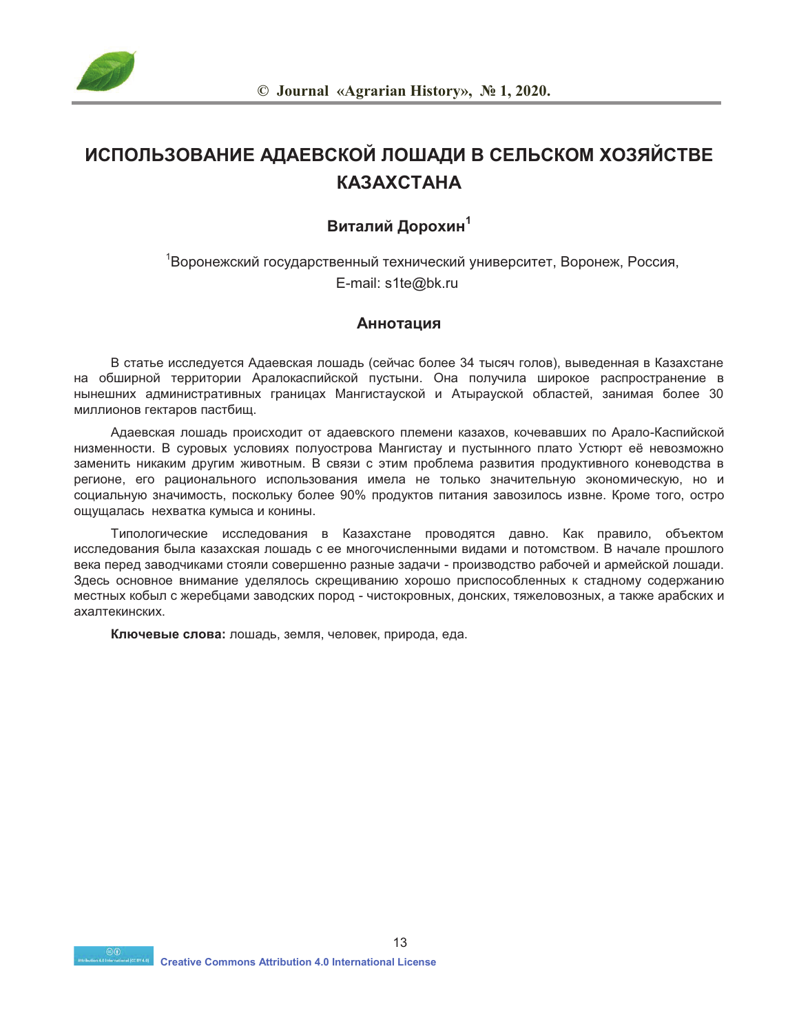# ИСПОЛЬЗОВАНИЕ АДАЕВСКОЙ ЛОШАДИ В СЕЛЬСКОМ ХОЗЯЙСТВЕ КАЗАХСТАНА

**Виталий Дорохин**[1]

[1]Воронежский государственный технический университет, Воронеж, Россия,
E-mail: s1te@bk.ru

## Аннотация

В статье исследуется Адаевская лошадь (сейчас более 34 тысяч голов), выведенная в Казахстане на обширной территории Аралокаспийской пустыни. Она получила широкое распространение в нынешних административных границах Мангистауской и Атырауской областей, занимая более 30 миллионов гектаров пастбищ.

Адаевская лошадь происходит от адаевского племени казахов, кочевавших по Арало-Каспийской низменности. В суровых условиях полуострова Мангистау и пустынного плато Устюрт её невозможно заменить никаким другим животным. В связи с этим проблема развития продуктивного коневодства в регионе, его рационального использования имела не только значительную экономическую, но и социальную значимость, поскольку более 90% продуктов питания завозилось извне. Кроме того, остро ощущалась нехватка кумыса и конины.

Типологические исследования в Казахстане проводятся давно. Как правило, объектом исследования была казахская лошадь с ее многочисленными видами и потомством. В начале прошлого века перед заводчиками стояли совершенно разные задачи - производство рабочей и армейской лошади. Здесь основное внимание уделялось скрещиванию хорошо приспособленных к стадному содержанию местных кобыл с жеребцами заводских пород - чистокровных, донских, тяжеловозных, а также арабских и ахалтекинских.

**Ключевые слова:** лошадь, земля, человек, природа, еда.